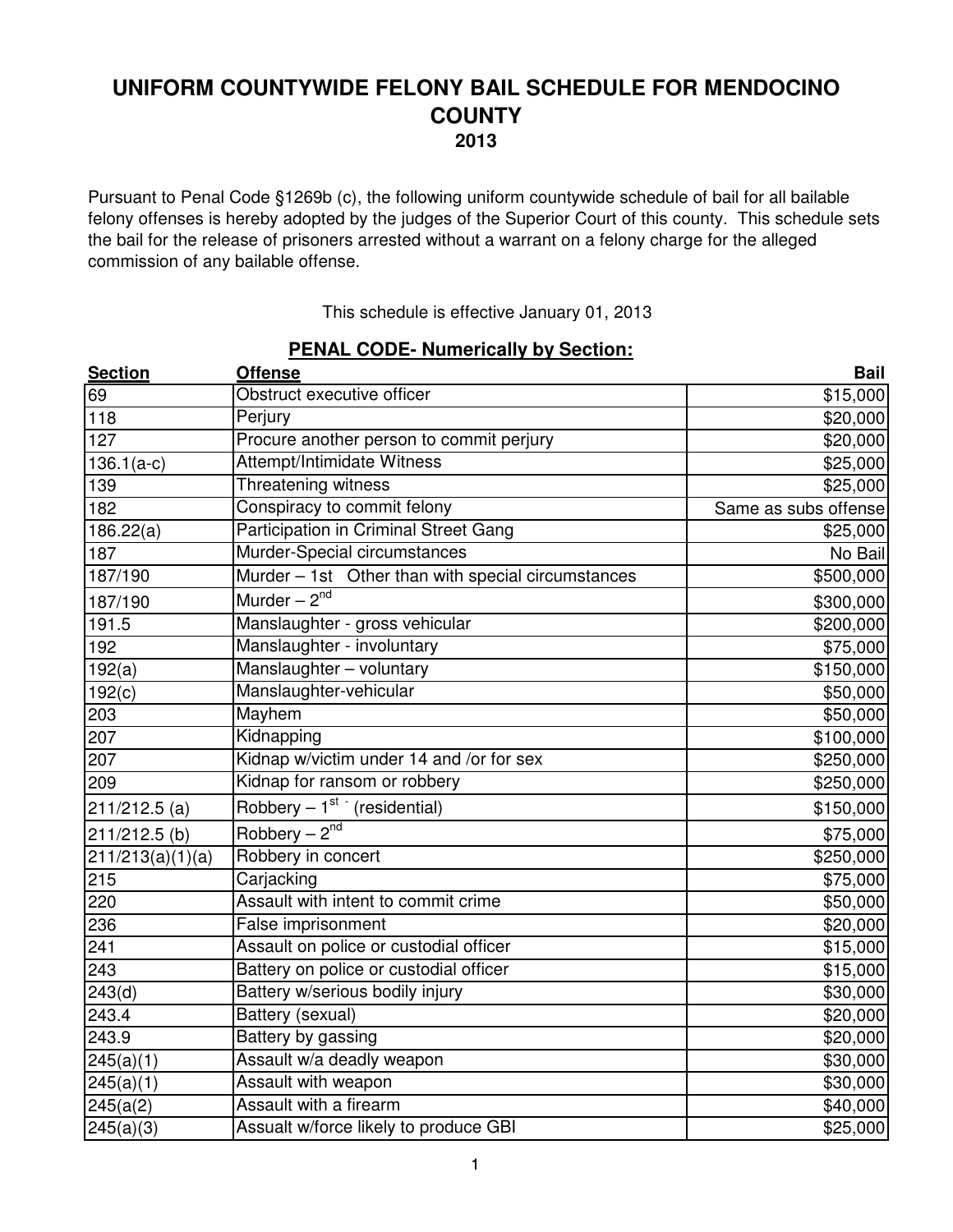# UNIFORM COUNTYWIDE FELONY BAIL SCHEDULE FOR MENDOCINO COUNTY

## 2013

Pursuant to Penal Code §1269b (c), the following uniform countywide schedule of bail for all bailable felony offenses is hereby adopted by the judges of the Superior Court of this county. This schedule sets the bail for the release of prisoners arrested without a warrant on a felony charge for the alleged commission of any bailable offense.

This schedule is effective January 01, 2013

### PENAL CODE- Numerically by Section:

| Section | Offense | Bail |
|---|---|---|
| 69 | Obstruct executive officer | $15,000 |
| 118 | Perjury | $20,000 |
| 127 | Procure another person to commit perjury | $20,000 |
| 136.1(a-c) | Attempt/Intimidate Witness | $25,000 |
| 139 | Threatening witness | $25,000 |
| 182 | Conspiracy to commit felony | Same as subs offense |
| 186.22(a) | Participation in Criminal Street Gang | $25,000 |
| 187 | Murder-Special circumstances | No Bail |
| 187/190 | Murder – 1st Other than with special circumstances | $500,000 |
| 187/190 | Murder – 2nd | $300,000 |
| 191.5 | Manslaughter - gross vehicular | $200,000 |
| 192 | Manslaughter - involuntary | $75,000 |
| 192(a) | Manslaughter – voluntary | $150,000 |
| 192(c) | Manslaughter-vehicular | $50,000 |
| 203 | Mayhem | $50,000 |
| 207 | Kidnapping | $100,000 |
| 207 | Kidnap w/victim under 14 and /or for sex | $250,000 |
| 209 | Kidnap for ransom or robbery | $250,000 |
| 211/212.5 (a) | Robbery – 1st - (residential) | $150,000 |
| 211/212.5 (b) | Robbery – 2nd | $75,000 |
| 211/213(a)(1)(a) | Robbery in concert | $250,000 |
| 215 | Carjacking | $75,000 |
| 220 | Assault with intent to commit crime | $50,000 |
| 236 | False imprisonment | $20,000 |
| 241 | Assault on police or custodial officer | $15,000 |
| 243 | Battery on police or custodial officer | $15,000 |
| 243(d) | Battery w/serious bodily injury | $30,000 |
| 243.4 | Battery (sexual) | $20,000 |
| 243.9 | Battery by gassing | $20,000 |
| 245(a)(1) | Assault w/a deadly weapon | $30,000 |
| 245(a)(1) | Assault with weapon | $30,000 |
| 245(a(2) | Assault with a firearm | $40,000 |
| 245(a)(3) | Assualt w/force likely to produce GBI | $25,000 |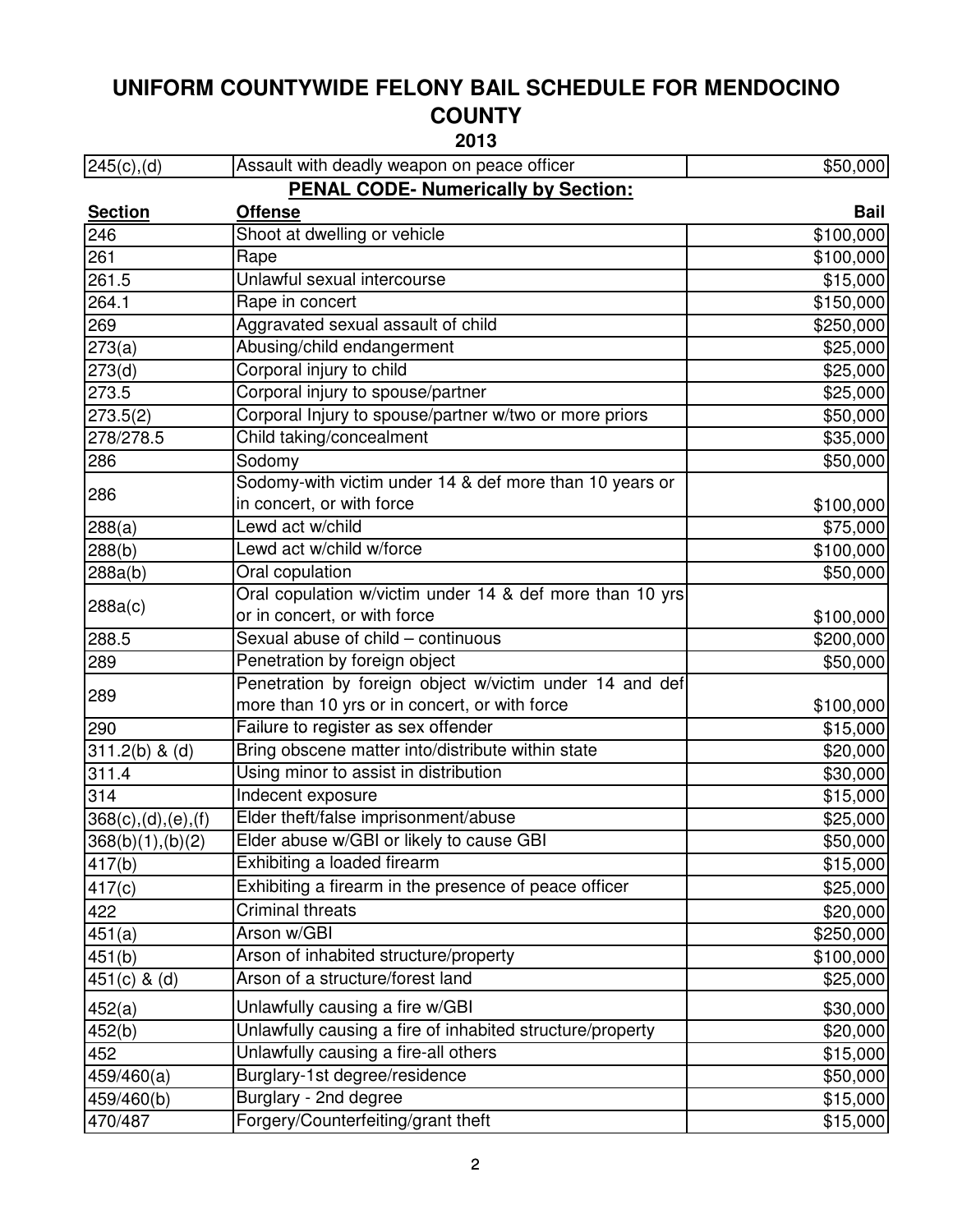# UNIFORM COUNTYWIDE FELONY BAIL SCHEDULE FOR MENDOCINO COUNTY

## 2013

| Section | Offense | Bail |
|---|---|---|
| 245(c),(d) | Assault with deadly weapon on peace officer | $50,000 |
| | **PENAL CODE- Numerically by Section:** | |
| **Section** | **Offense** | **Bail** |
| 246 | Shoot at dwelling or vehicle | $100,000 |
| 261 | Rape | $100,000 |
| 261.5 | Unlawful sexual intercourse | $15,000 |
| 264.1 | Rape in concert | $150,000 |
| 269 | Aggravated sexual assault of child | $250,000 |
| 273(a) | Abusing/child endangerment | $25,000 |
| 273(d) | Corporal injury to child | $25,000 |
| 273.5 | Corporal injury to spouse/partner | $25,000 |
| 273.5(2) | Corporal Injury to spouse/partner w/two or more priors | $50,000 |
| 278/278.5 | Child taking/concealment | $35,000 |
| 286 | Sodomy | $50,000 |
| 286 | Sodomy-with victim under 14 & def more than 10 years or in concert, or with force | $100,000 |
| 288(a) | Lewd act w/child | $75,000 |
| 288(b) | Lewd act w/child w/force | $100,000 |
| 288a(b) | Oral copulation | $50,000 |
| 288a(c) | Oral copulation w/victim under 14 & def more than 10 yrs or in concert, or with force | $100,000 |
| 288.5 | Sexual abuse of child – continuous | $200,000 |
| 289 | Penetration by foreign object | $50,000 |
| 289 | Penetration by foreign object w/victim under 14 and def more than 10 yrs or in concert, or with force | $100,000 |
| 290 | Failure to register as sex offender | $15,000 |
| 311.2(b) & (d) | Bring obscene matter into/distribute within state | $20,000 |
| 311.4 | Using minor to assist in distribution | $30,000 |
| 314 | Indecent exposure | $15,000 |
| 368(c),(d),(e),(f) | Elder theft/false imprisonment/abuse | $25,000 |
| 368(b)(1),(b)(2) | Elder abuse w/GBI or likely to cause GBI | $50,000 |
| 417(b) | Exhibiting a loaded firearm | $15,000 |
| 417(c) | Exhibiting a firearm in the presence of peace officer | $25,000 |
| 422 | Criminal threats | $20,000 |
| 451(a) | Arson w/GBI | $250,000 |
| 451(b) | Arson of inhabited structure/property | $100,000 |
| 451(c) & (d) | Arson of a structure/forest land | $25,000 |
| 452(a) | Unlawfully causing a fire w/GBI | $30,000 |
| 452(b) | Unlawfully causing a fire of inhabited structure/property | $20,000 |
| 452 | Unlawfully causing a fire-all others | $15,000 |
| 459/460(a) | Burglary-1st degree/residence | $50,000 |
| 459/460(b) | Burglary - 2nd degree | $15,000 |
| 470/487 | Forgery/Counterfeiting/grant theft | $15,000 |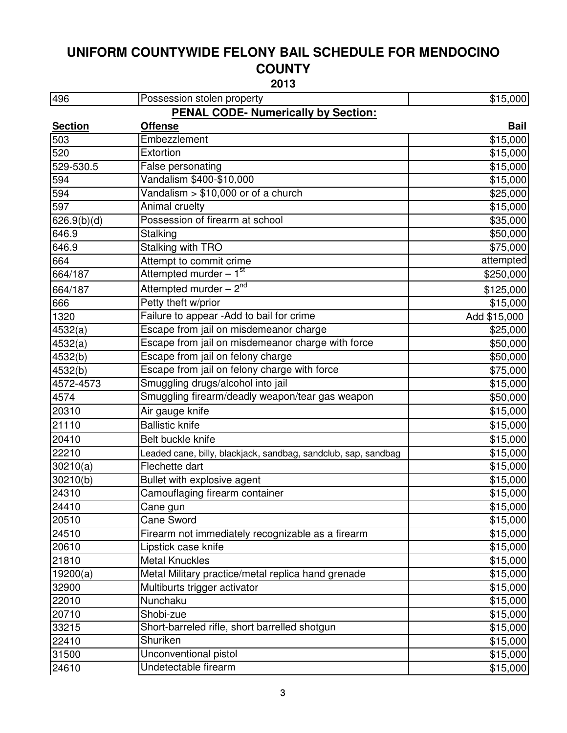# UNIFORM COUNTYWIDE FELONY BAIL SCHEDULE FOR MENDOCINO COUNTY

**2013**

| | | |
|---|---|---|
| 496 | Possession stolen property | $15,000 |

**PENAL CODE- Numerically by Section:**

| Section | Offense | Bail |
|---|---|---|
| 503 | Embezzlement | $15,000 |
| 520 | Extortion | $15,000 |
| 529-530.5 | False personating | $15,000 |
| 594 | Vandalism $400-$10,000 | $15,000 |
| 594 | Vandalism > $10,000 or of a church | $25,000 |
| 597 | Animal cruelty | $15,000 |
| 626.9(b)(d) | Possession of firearm at school | $35,000 |
| 646.9 | Stalking | $50,000 |
| 646.9 | Stalking with TRO | $75,000 |
| 664 | Attempt to commit crime | attempted |
| 664/187 | Attempted murder – 1st | $250,000 |
| 664/187 | Attempted murder – 2nd | $125,000 |
| 666 | Petty theft w/prior | $15,000 |
| 1320 | Failure to appear -Add to bail for crime | Add $15,000 |
| 4532(a) | Escape from jail on misdemeanor charge | $25,000 |
| 4532(a) | Escape from jail on misdemeanor charge with force | $50,000 |
| 4532(b) | Escape from jail on felony charge | $50,000 |
| 4532(b) | Escape from jail on felony charge with force | $75,000 |
| 4572-4573 | Smuggling drugs/alcohol into jail | $15,000 |
| 4574 | Smuggling firearm/deadly weapon/tear gas weapon | $50,000 |
| 20310 | Air gauge knife | $15,000 |
| 21110 | Ballistic knife | $15,000 |
| 20410 | Belt buckle knife | $15,000 |
| 22210 | Leaded cane, billy, blackjack, sandbag, sandclub, sap, sandbag | $15,000 |
| 30210(a) | Flechette dart | $15,000 |
| 30210(b) | Bullet with explosive agent | $15,000 |
| 24310 | Camouflaging firearm container | $15,000 |
| 24410 | Cane gun | $15,000 |
| 20510 | Cane Sword | $15,000 |
| 24510 | Firearm not immediately recognizable as a firearm | $15,000 |
| 20610 | Lipstick case knife | $15,000 |
| 21810 | Metal Knuckles | $15,000 |
| 19200(a) | Metal Military practice/metal replica hand grenade | $15,000 |
| 32900 | Multiburts trigger activator | $15,000 |
| 22010 | Nunchaku | $15,000 |
| 20710 | Shobi-zue | $15,000 |
| 33215 | Short-barreled rifle, short barrelled shotgun | $15,000 |
| 22410 | Shuriken | $15,000 |
| 31500 | Unconventional pistol | $15,000 |
| 24610 | Undetectable firearm | $15,000 |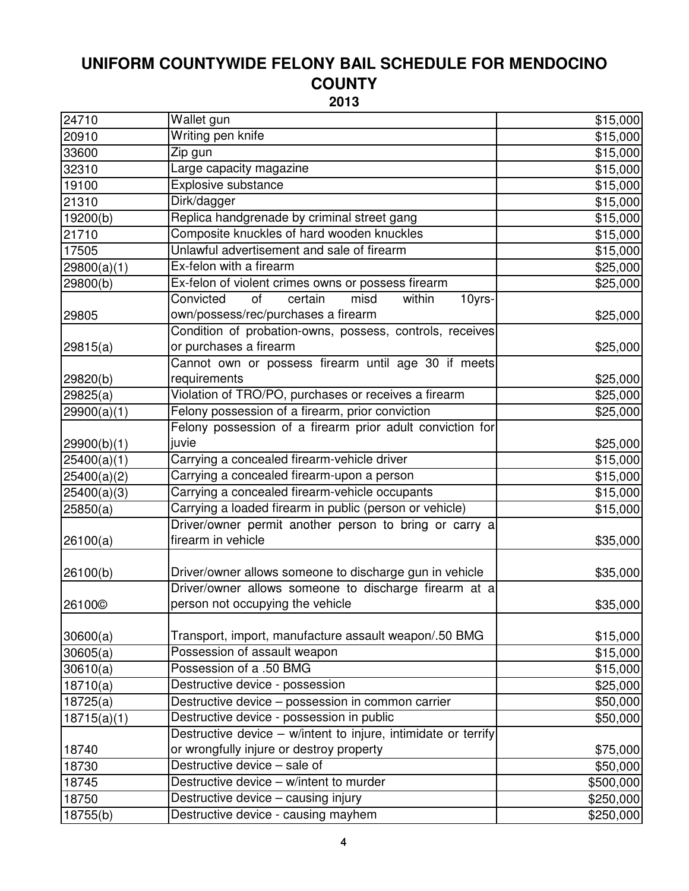# UNIFORM COUNTYWIDE FELONY BAIL SCHEDULE FOR MENDOCINO COUNTY

## 2013

| | | |
|---|---|---|
| 24710 | Wallet gun | $15,000 |
| 20910 | Writing pen knife | $15,000 |
| 33600 | Zip gun | $15,000 |
| 32310 | Large capacity magazine | $15,000 |
| 19100 | Explosive substance | $15,000 |
| 21310 | Dirk/dagger | $15,000 |
| 19200(b) | Replica handgrenade by criminal street gang | $15,000 |
| 21710 | Composite knuckles of hard wooden knuckles | $15,000 |
| 17505 | Unlawful advertisement and sale of firearm | $15,000 |
| 29800(a)(1) | Ex-felon with a firearm | $25,000 |
| 29800(b) | Ex-felon of violent crimes owns or possess firearm | $25,000 |
| 29805 | Convicted of certain misd within 10yrs-own/possess/rec/purchases a firearm | $25,000 |
| 29815(a) | Condition of probation-owns, possess, controls, receives or purchases a firearm | $25,000 |
| 29820(b) | Cannot own or possess firearm until age 30 if meets requirements | $25,000 |
| 29825(a) | Violation of TRO/PO, purchases or receives a firearm | $25,000 |
| 29900(a)(1) | Felony possession of a firearm, prior conviction | $25,000 |
| 29900(b)(1) | Felony possession of a firearm prior adult conviction for juvie | $25,000 |
| 25400(a)(1) | Carrying a concealed firearm-vehicle driver | $15,000 |
| 25400(a)(2) | Carrying a concealed firearm-upon a person | $15,000 |
| 25400(a)(3) | Carrying a concealed firearm-vehicle occupants | $15,000 |
| 25850(a) | Carrying a loaded firearm in public (person or vehicle) | $15,000 |
| 26100(a) | Driver/owner permit another person to bring or carry a firearm in vehicle | $35,000 |
| 26100(b) | Driver/owner allows someone to discharge gun in vehicle | $35,000 |
| 26100© | Driver/owner allows someone to discharge firearm at a person not occupying the vehicle | $35,000 |
| 30600(a) | Transport, import, manufacture assault weapon/.50 BMG | $15,000 |
| 30605(a) | Possession of assault weapon | $15,000 |
| 30610(a) | Possession of a .50 BMG | $15,000 |
| 18710(a) | Destructive device - possession | $25,000 |
| 18725(a) | Destructive device – possession in common carrier | $50,000 |
| 18715(a)(1) | Destructive device - possession in public | $50,000 |
| 18740 | Destructive device – w/intent to injure, intimidate or terrify or wrongfully injure or destroy property | $75,000 |
| 18730 | Destructive device – sale of | $50,000 |
| 18745 | Destructive device – w/intent to murder | $500,000 |
| 18750 | Destructive device – causing injury | $250,000 |
| 18755(b) | Destructive device - causing mayhem | $250,000 |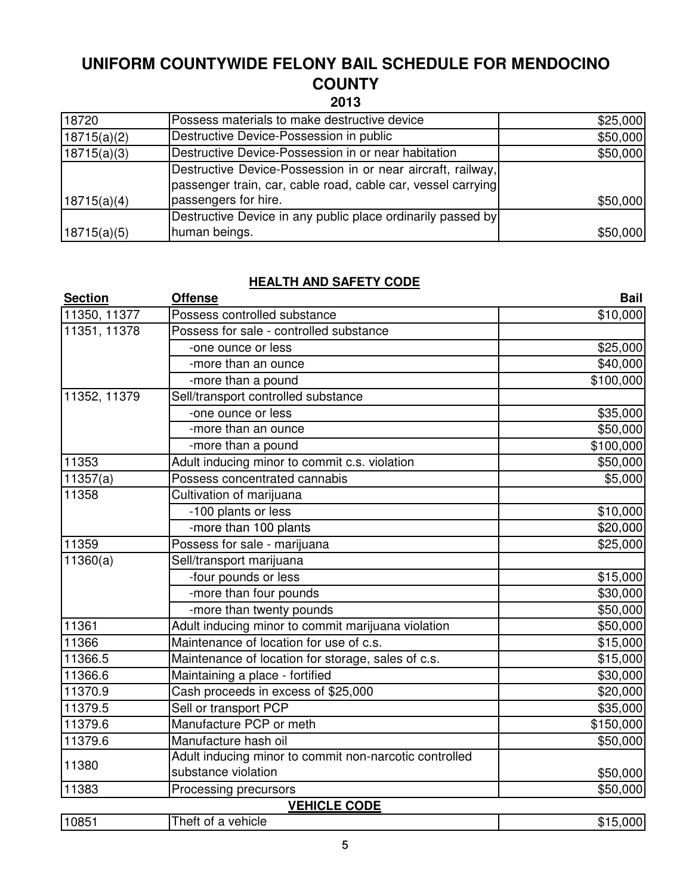# UNIFORM COUNTYWIDE FELONY BAIL SCHEDULE FOR MENDOCINO COUNTY

## 2013

| | | |
|---|---|---|
| 18720 | Possess materials to make destructive device | $25,000 |
| 18715(a)(2) | Destructive Device-Possession in public | $50,000 |
| 18715(a)(3) | Destructive Device-Possession in or near habitation | $50,000 |
| 18715(a)(4) | Destructive Device-Possession in or near aircraft, railway, passenger train, car, cable road, cable car, vessel carrying passengers for hire. | $50,000 |
| 18715(a)(5) | Destructive Device in any public place ordinarily passed by human beings. | $50,000 |

### HEALTH AND SAFETY CODE

| **Section** | **Offense** | **Bail** |
|---|---|---|
| 11350, 11377 | Possess controlled substance | $10,000 |
| 11351, 11378 | Possess for sale - controlled substance | |
| | -one ounce or less | $25,000 |
| | -more than an ounce | $40,000 |
| | -more than a pound | $100,000 |
| 11352, 11379 | Sell/transport controlled substance | |
| | -one ounce or less | $35,000 |
| | -more than an ounce | $50,000 |
| | -more than a pound | $100,000 |
| 11353 | Adult inducing minor to commit c.s. violation | $50,000 |
| 11357(a) | Possess concentrated cannabis | $5,000 |
| 11358 | Cultivation of marijuana | |
| | -100 plants or less | $10,000 |
| | -more than 100 plants | $20,000 |
| 11359 | Possess for sale - marijuana | $25,000 |
| 11360(a) | Sell/transport marijuana | |
| | -four pounds or less | $15,000 |
| | -more than four pounds | $30,000 |
| | -more than twenty pounds | $50,000 |
| 11361 | Adult inducing minor to commit marijuana violation | $50,000 |
| 11366 | Maintenance of location for use of c.s. | $15,000 |
| 11366.5 | Maintenance of location for storage, sales of c.s. | $15,000 |
| 11366.6 | Maintaining a place - fortified | $30,000 |
| 11370.9 | Cash proceeds in excess of $25,000 | $20,000 |
| 11379.5 | Sell or transport PCP | $35,000 |
| 11379.6 | Manufacture PCP or meth | $150,000 |
| 11379.6 | Manufacture hash oil | $50,000 |
| 11380 | Adult inducing minor to commit non-narcotic controlled substance violation | $50,000 |
| 11383 | Processing precursors | $50,000 |

### VEHICLE CODE

| | | |
|---|---|---|
| 10851 | Theft of a vehicle | $15,000 |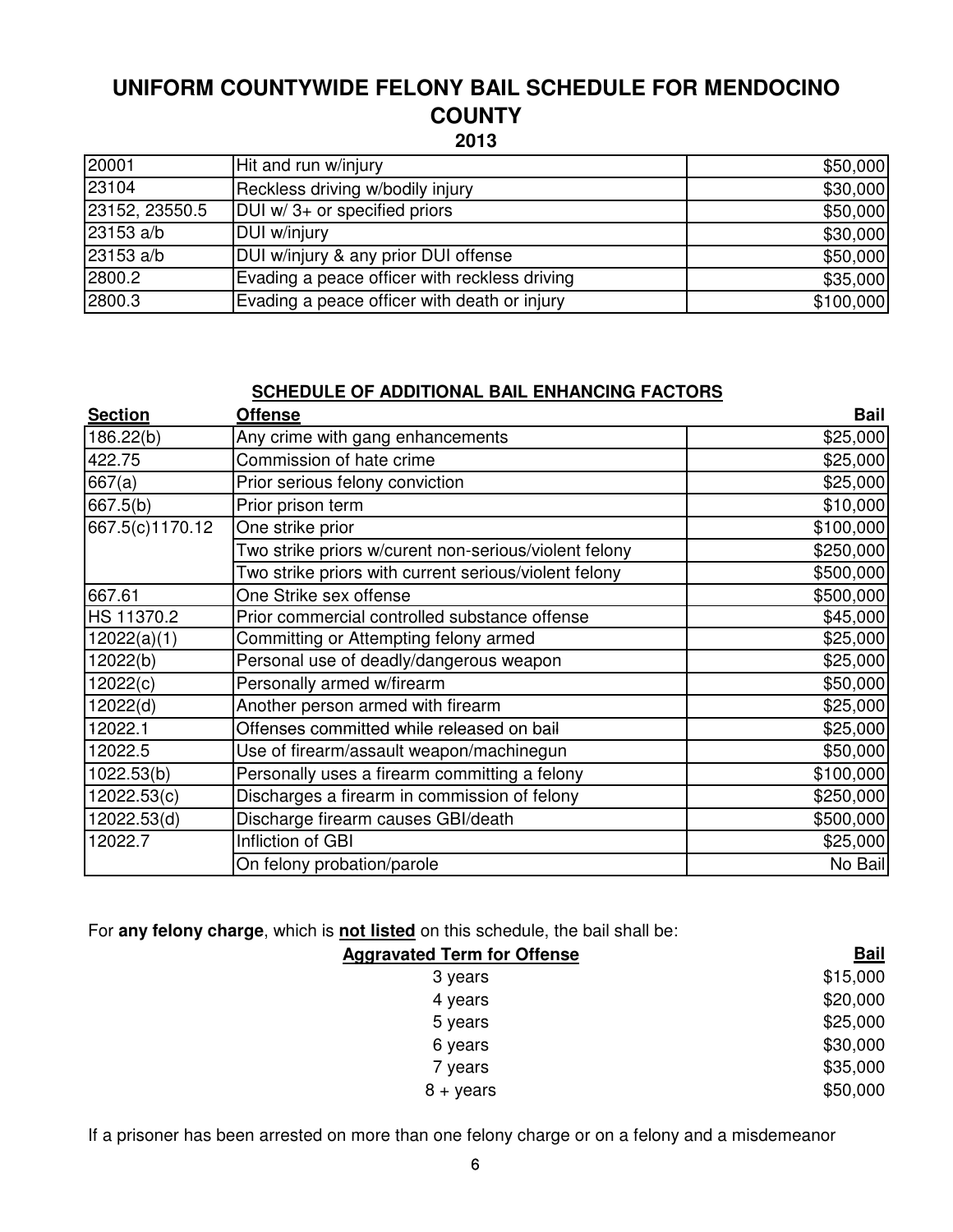# UNIFORM COUNTYWIDE FELONY BAIL SCHEDULE FOR MENDOCINO COUNTY

## 2013

| | | |
|---|---|---|
| 20001 | Hit and run w/injury | $50,000 |
| 23104 | Reckless driving w/bodily injury | $30,000 |
| 23152, 23550.5 | DUI w/ 3+ or specified priors | $50,000 |
| 23153 a/b | DUI w/injury | $30,000 |
| 23153 a/b | DUI w/injury & any prior DUI offense | $50,000 |
| 2800.2 | Evading a peace officer with reckless driving | $35,000 |
| 2800.3 | Evading a peace officer with death or injury | $100,000 |

**SCHEDULE OF ADDITIONAL BAIL ENHANCING FACTORS**

| Section | Offense | Bail |
|---|---|---|
| 186.22(b) | Any crime with gang enhancements | $25,000 |
| 422.75 | Commission of hate crime | $25,000 |
| 667(a) | Prior serious felony conviction | $25,000 |
| 667.5(b) | Prior prison term | $10,000 |
| 667.5(c)1170.12 | One strike prior | $100,000 |
| | Two strike priors w/curent non-serious/violent felony | $250,000 |
| | Two strike priors with current serious/violent felony | $500,000 |
| 667.61 | One Strike sex offense | $500,000 |
| HS 11370.2 | Prior commercial controlled substance offense | $45,000 |
| 12022(a)(1) | Committing or Attempting felony armed | $25,000 |
| 12022(b) | Personal use of deadly/dangerous weapon | $25,000 |
| 12022(c) | Personally armed w/firearm | $50,000 |
| 12022(d) | Another person armed with firearm | $25,000 |
| 12022.1 | Offenses committed while released on bail | $25,000 |
| 12022.5 | Use of firearm/assault weapon/machinegun | $50,000 |
| 1022.53(b) | Personally uses a firearm committing a felony | $100,000 |
| 12022.53(c) | Discharges a firearm in commission of felony | $250,000 |
| 12022.53(d) | Discharge firearm causes GBI/death | $500,000 |
| 12022.7 | Infliction of GBI | $25,000 |
| | On felony probation/parole | No Bail |

For **any felony charge**, which is **not listed** on this schedule, the bail shall be:

| Aggravated Term for Offense | Bail |
|---|---|
| 3 years | $15,000 |
| 4 years | $20,000 |
| 5 years | $25,000 |
| 6 years | $30,000 |
| 7 years | $35,000 |
| 8 + years | $50,000 |

If a prisoner has been arrested on more than one felony charge or on a felony and a misdemeanor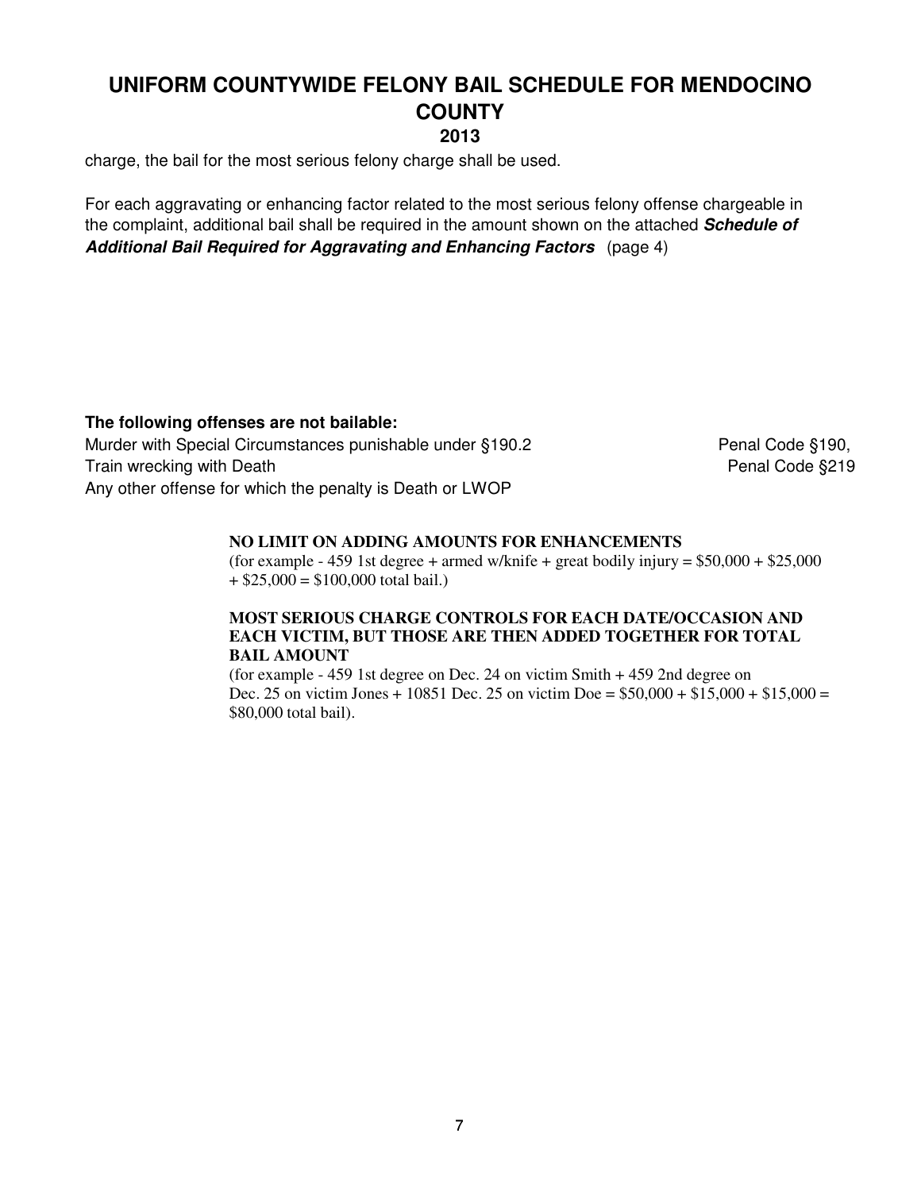# UNIFORM COUNTYWIDE FELONY BAIL SCHEDULE FOR MENDOCINO COUNTY

**2013**

charge, the bail for the most serious felony charge shall be used.

For each aggravating or enhancing factor related to the most serious felony offense chargeable in the complaint, additional bail shall be required in the amount shown on the attached ***Schedule of Additional Bail Required for Aggravating and Enhancing Factors*** (page 4)

**The following offenses are not bailable:**

| | |
|---|---|
| Murder with Special Circumstances punishable under §190.2 | Penal Code §190, |
| Train wrecking with Death | Penal Code §219 |
| Any other offense for which the penalty is Death or LWOP | |

**NO LIMIT ON ADDING AMOUNTS FOR ENHANCEMENTS**
(for example - 459 1st degree + armed w/knife + great bodily injury = $50,000 + $25,000 + $25,000 = $100,000 total bail.)

**MOST SERIOUS CHARGE CONTROLS FOR EACH DATE/OCCASION AND EACH VICTIM, BUT THOSE ARE THEN ADDED TOGETHER FOR TOTAL BAIL AMOUNT**
(for example - 459 1st degree on Dec. 24 on victim Smith + 459 2nd degree on Dec. 25 on victim Jones + 10851 Dec. 25 on victim Doe = $50,000 + $15,000 + $15,000 = $80,000 total bail).